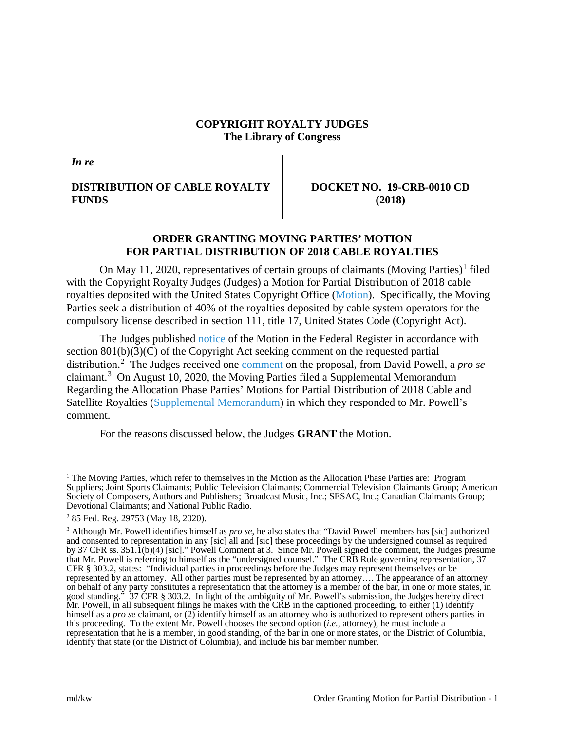**COPYRIGHT ROYALTY JUDGES**
**The Library of Congress**

| *In re* | |
|---|---|
| **DISTRIBUTION OF CABLE ROYALTY FUNDS** | **DOCKET NO. 19-CRB-0010 CD (2018)** |

## ORDER GRANTING MOVING PARTIES' MOTION FOR PARTIAL DISTRIBUTION OF 2018 CABLE ROYALTIES

On May 11, 2020, representatives of certain groups of claimants (Moving Parties)[1] filed with the Copyright Royalty Judges (Judges) a Motion for Partial Distribution of 2018 cable royalties deposited with the United States Copyright Office (Motion). Specifically, the Moving Parties seek a distribution of 40% of the royalties deposited by cable system operators for the compulsory license described in section 111, title 17, United States Code (Copyright Act).

The Judges published notice of the Motion in the Federal Register in accordance with section 801(b)(3)(C) of the Copyright Act seeking comment on the requested partial distribution.[2] The Judges received one comment on the proposal, from David Powell, a *pro se* claimant.[3] On August 10, 2020, the Moving Parties filed a Supplemental Memorandum Regarding the Allocation Phase Parties' Motions for Partial Distribution of 2018 Cable and Satellite Royalties (Supplemental Memorandum) in which they responded to Mr. Powell's comment.

For the reasons discussed below, the Judges **GRANT** the Motion.

---

[1] The Moving Parties, which refer to themselves in the Motion as the Allocation Phase Parties are: Program Suppliers; Joint Sports Claimants; Public Television Claimants; Commercial Television Claimants Group; American Society of Composers, Authors and Publishers; Broadcast Music, Inc.; SESAC, Inc.; Canadian Claimants Group; Devotional Claimants; and National Public Radio.

[2] 85 Fed. Reg. 29753 (May 18, 2020).

[3] Although Mr. Powell identifies himself as *pro se*, he also states that "David Powell members has [sic] authorized and consented to representation in any [sic] all and [sic] these proceedings by the undersigned counsel as required by 37 CFR ss. 351.1(b)(4) [sic]." Powell Comment at 3. Since Mr. Powell signed the comment, the Judges presume that Mr. Powell is referring to himself as the "undersigned counsel." The CRB Rule governing representation, 37 CFR § 303.2, states: "Individual parties in proceedings before the Judges may represent themselves or be represented by an attorney. All other parties must be represented by an attorney…. The appearance of an attorney on behalf of any party constitutes a representation that the attorney is a member of the bar, in one or more states, in good standing." 37 CFR § 303.2. In light of the ambiguity of Mr. Powell's submission, the Judges hereby direct Mr. Powell, in all subsequent filings he makes with the CRB in the captioned proceeding, to either (1) identify himself as a *pro se* claimant, or (2) identify himself as an attorney who is authorized to represent others parties in this proceeding. To the extent Mr. Powell chooses the second option (*i.e.*, attorney), he must include a representation that he is a member, in good standing, of the bar in one or more states, or the District of Columbia, identify that state (or the District of Columbia), and include his bar member number.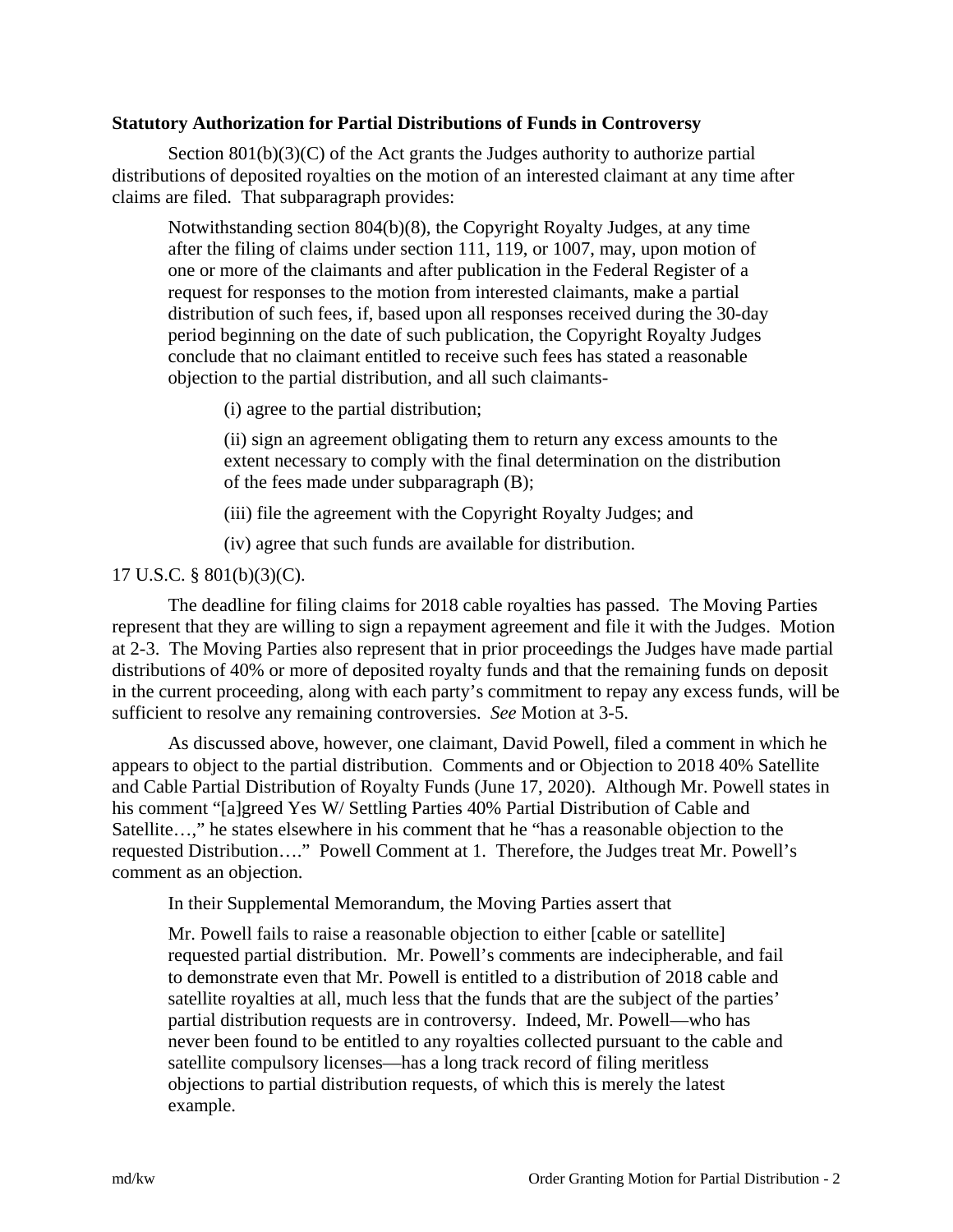**Statutory Authorization for Partial Distributions of Funds in Controversy**

Section 801(b)(3)(C) of the Act grants the Judges authority to authorize partial distributions of deposited royalties on the motion of an interested claimant at any time after claims are filed. That subparagraph provides:

> Notwithstanding section 804(b)(8), the Copyright Royalty Judges, at any time after the filing of claims under section 111, 119, or 1007, may, upon motion of one or more of the claimants and after publication in the Federal Register of a request for responses to the motion from interested claimants, make a partial distribution of such fees, if, based upon all responses received during the 30-day period beginning on the date of such publication, the Copyright Royalty Judges conclude that no claimant entitled to receive such fees has stated a reasonable objection to the partial distribution, and all such claimants-
>
> > (i) agree to the partial distribution;
> >
> > (ii) sign an agreement obligating them to return any excess amounts to the extent necessary to comply with the final determination on the distribution of the fees made under subparagraph (B);
> >
> > (iii) file the agreement with the Copyright Royalty Judges; and
> >
> > (iv) agree that such funds are available for distribution.

17 U.S.C. § 801(b)(3)(C).

The deadline for filing claims for 2018 cable royalties has passed. The Moving Parties represent that they are willing to sign a repayment agreement and file it with the Judges. Motion at 2-3. The Moving Parties also represent that in prior proceedings the Judges have made partial distributions of 40% or more of deposited royalty funds and that the remaining funds on deposit in the current proceeding, along with each party's commitment to repay any excess funds, will be sufficient to resolve any remaining controversies. *See* Motion at 3-5.

As discussed above, however, one claimant, David Powell, filed a comment in which he appears to object to the partial distribution. Comments and or Objection to 2018 40% Satellite and Cable Partial Distribution of Royalty Funds (June 17, 2020). Although Mr. Powell states in his comment "[a]greed Yes W/ Settling Parties 40% Partial Distribution of Cable and Satellite…," he states elsewhere in his comment that he "has a reasonable objection to the requested Distribution…." Powell Comment at 1. Therefore, the Judges treat Mr. Powell's comment as an objection.

In their Supplemental Memorandum, the Moving Parties assert that

> Mr. Powell fails to raise a reasonable objection to either [cable or satellite] requested partial distribution. Mr. Powell's comments are indecipherable, and fail to demonstrate even that Mr. Powell is entitled to a distribution of 2018 cable and satellite royalties at all, much less that the funds that are the subject of the parties' partial distribution requests are in controversy. Indeed, Mr. Powell—who has never been found to be entitled to any royalties collected pursuant to the cable and satellite compulsory licenses—has a long track record of filing meritless objections to partial distribution requests, of which this is merely the latest example.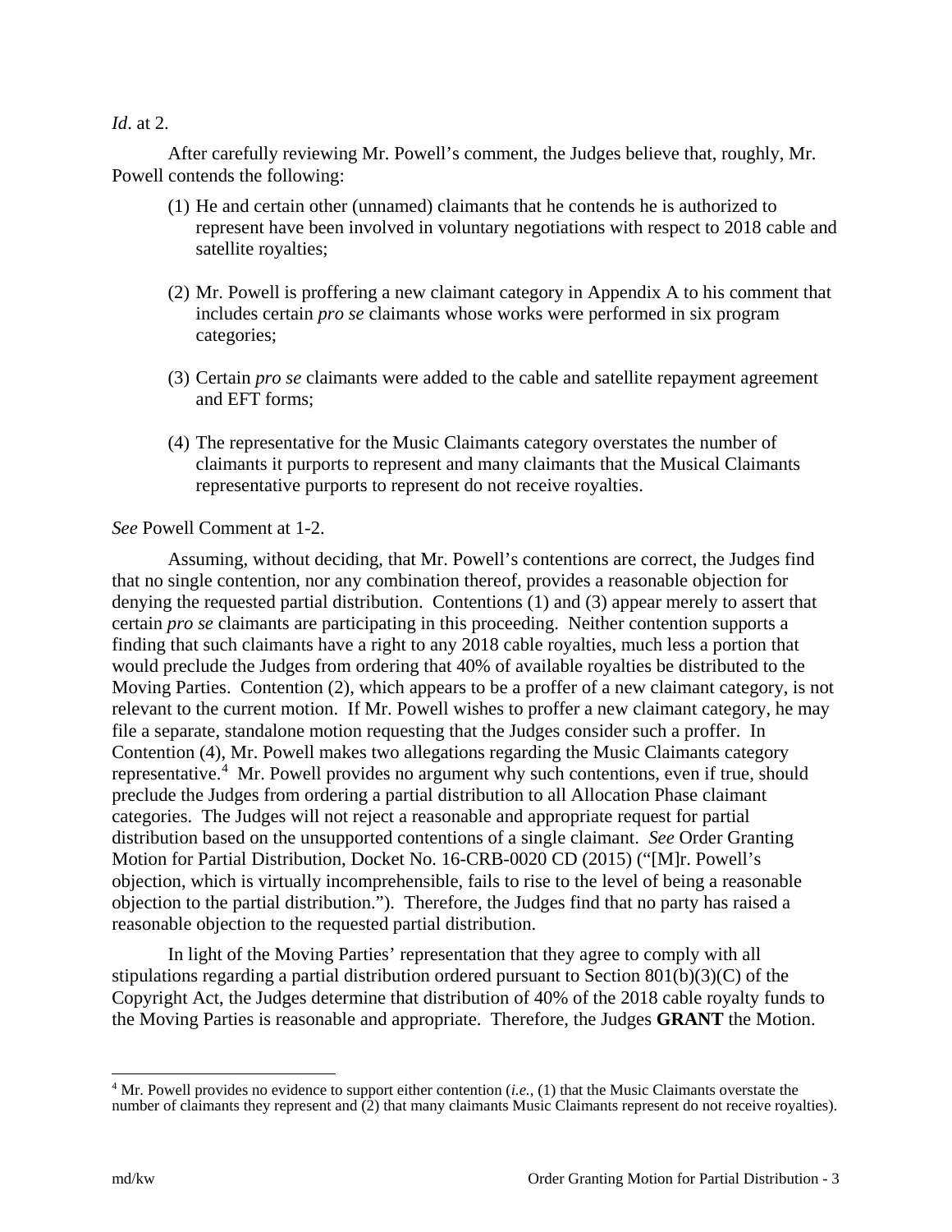*Id*. at 2.

After carefully reviewing Mr. Powell's comment, the Judges believe that, roughly, Mr. Powell contends the following:

(1) He and certain other (unnamed) claimants that he contends he is authorized to represent have been involved in voluntary negotiations with respect to 2018 cable and satellite royalties;

(2) Mr. Powell is proffering a new claimant category in Appendix A to his comment that includes certain *pro se* claimants whose works were performed in six program categories;

(3) Certain *pro se* claimants were added to the cable and satellite repayment agreement and EFT forms;

(4) The representative for the Music Claimants category overstates the number of claimants it purports to represent and many claimants that the Musical Claimants representative purports to represent do not receive royalties.

*See* Powell Comment at 1-2.

Assuming, without deciding, that Mr. Powell's contentions are correct, the Judges find that no single contention, nor any combination thereof, provides a reasonable objection for denying the requested partial distribution. Contentions (1) and (3) appear merely to assert that certain *pro se* claimants are participating in this proceeding. Neither contention supports a finding that such claimants have a right to any 2018 cable royalties, much less a portion that would preclude the Judges from ordering that 40% of available royalties be distributed to the Moving Parties. Contention (2), which appears to be a proffer of a new claimant category, is not relevant to the current motion. If Mr. Powell wishes to proffer a new claimant category, he may file a separate, standalone motion requesting that the Judges consider such a proffer. In Contention (4), Mr. Powell makes two allegations regarding the Music Claimants category representative.[4] Mr. Powell provides no argument why such contentions, even if true, should preclude the Judges from ordering a partial distribution to all Allocation Phase claimant categories. The Judges will not reject a reasonable and appropriate request for partial distribution based on the unsupported contentions of a single claimant. *See* Order Granting Motion for Partial Distribution, Docket No. 16-CRB-0020 CD (2015) ("[M]r. Powell's objection, which is virtually incomprehensible, fails to rise to the level of being a reasonable objection to the partial distribution."). Therefore, the Judges find that no party has raised a reasonable objection to the requested partial distribution.

In light of the Moving Parties' representation that they agree to comply with all stipulations regarding a partial distribution ordered pursuant to Section 801(b)(3)(C) of the Copyright Act, the Judges determine that distribution of 40% of the 2018 cable royalty funds to the Moving Parties is reasonable and appropriate. Therefore, the Judges **GRANT** the Motion.

[4] Mr. Powell provides no evidence to support either contention (*i.e.*, (1) that the Music Claimants overstate the number of claimants they represent and (2) that many claimants Music Claimants represent do not receive royalties).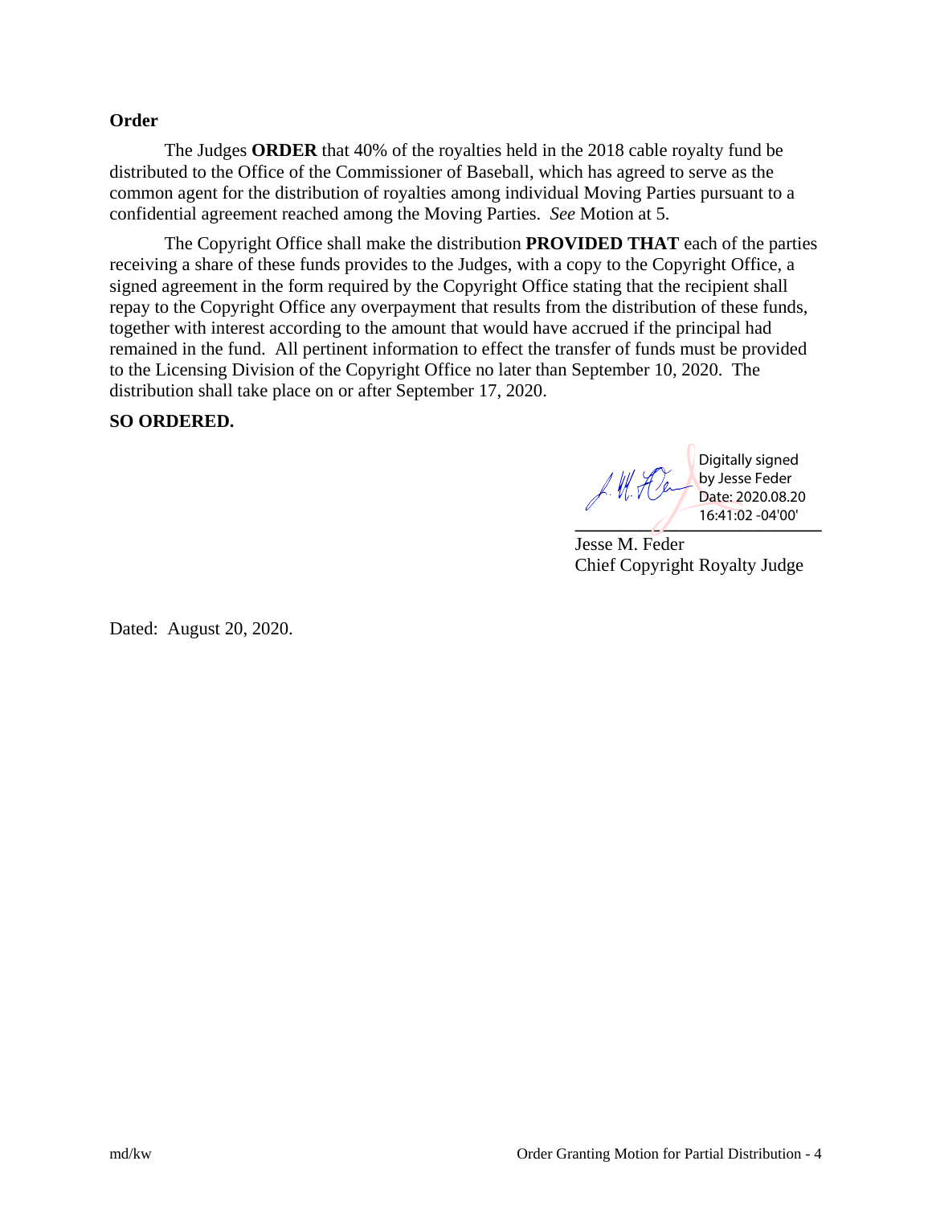**Order**

The Judges **ORDER** that 40% of the royalties held in the 2018 cable royalty fund be distributed to the Office of the Commissioner of Baseball, which has agreed to serve as the common agent for the distribution of royalties among individual Moving Parties pursuant to a confidential agreement reached among the Moving Parties. *See* Motion at 5.

The Copyright Office shall make the distribution **PROVIDED THAT** each of the parties receiving a share of these funds provides to the Judges, with a copy to the Copyright Office, a signed agreement in the form required by the Copyright Office stating that the recipient shall repay to the Copyright Office any overpayment that results from the distribution of these funds, together with interest according to the amount that would have accrued if the principal had remained in the fund. All pertinent information to effect the transfer of funds must be provided to the Licensing Division of the Copyright Office no later than September 10, 2020. The distribution shall take place on or after September 17, 2020.

**SO ORDERED.**

Digitally signed by Jesse Feder
Date: 2020.08.20 16:41:02 -04'00'

Jesse M. Feder
Chief Copyright Royalty Judge

Dated: August 20, 2020.

md/kw